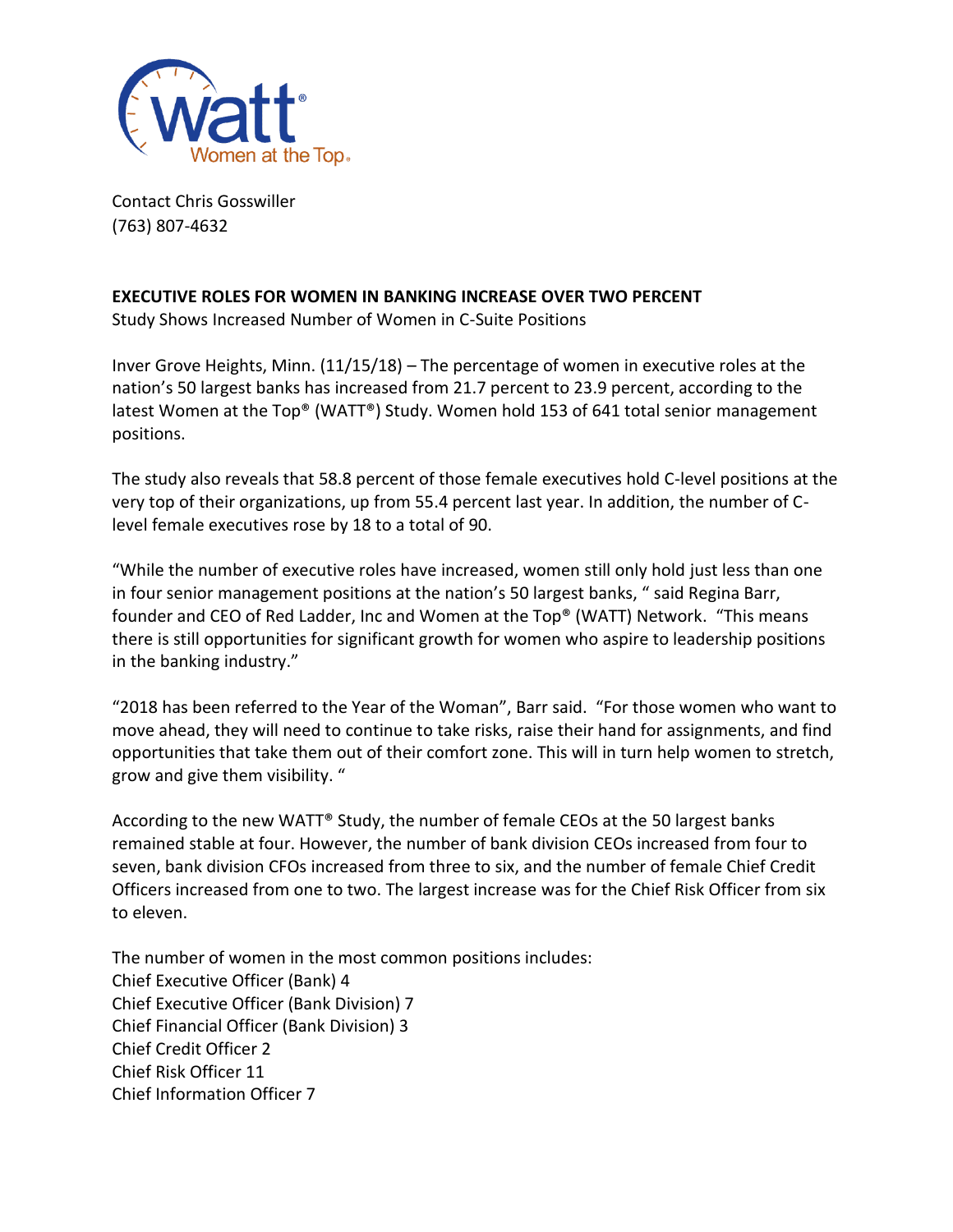Contact Chris Gosswiller
(763) 807-4632

**EXECUTIVE ROLES FOR WOMEN IN BANKING INCREASE OVER TWO PERCENT**
Study Shows Increased Number of Women in C-Suite Positions

Inver Grove Heights, Minn. (11/15/18) – The percentage of women in executive roles at the nation's 50 largest banks has increased from 21.7 percent to 23.9 percent, according to the latest Women at the Top® (WATT®) Study. Women hold 153 of 641 total senior management positions.

The study also reveals that 58.8 percent of those female executives hold C-level positions at the very top of their organizations, up from 55.4 percent last year. In addition, the number of C-level female executives rose by 18 to a total of 90.

"While the number of executive roles have increased, women still only hold just less than one in four senior management positions at the nation's 50 largest banks, " said Regina Barr, founder and CEO of Red Ladder, Inc and Women at the Top® (WATT) Network. "This means there is still opportunities for significant growth for women who aspire to leadership positions in the banking industry."

"2018 has been referred to the Year of the Woman", Barr said. "For those women who want to move ahead, they will need to continue to take risks, raise their hand for assignments, and find opportunities that take them out of their comfort zone. This will in turn help women to stretch, grow and give them visibility. "

According to the new WATT® Study, the number of female CEOs at the 50 largest banks remained stable at four. However, the number of bank division CEOs increased from four to seven, bank division CFOs increased from three to six, and the number of female Chief Credit Officers increased from one to two. The largest increase was for the Chief Risk Officer from six to eleven.

The number of women in the most common positions includes:
Chief Executive Officer (Bank) 4
Chief Executive Officer (Bank Division) 7
Chief Financial Officer (Bank Division) 3
Chief Credit Officer 2
Chief Risk Officer 11
Chief Information Officer 7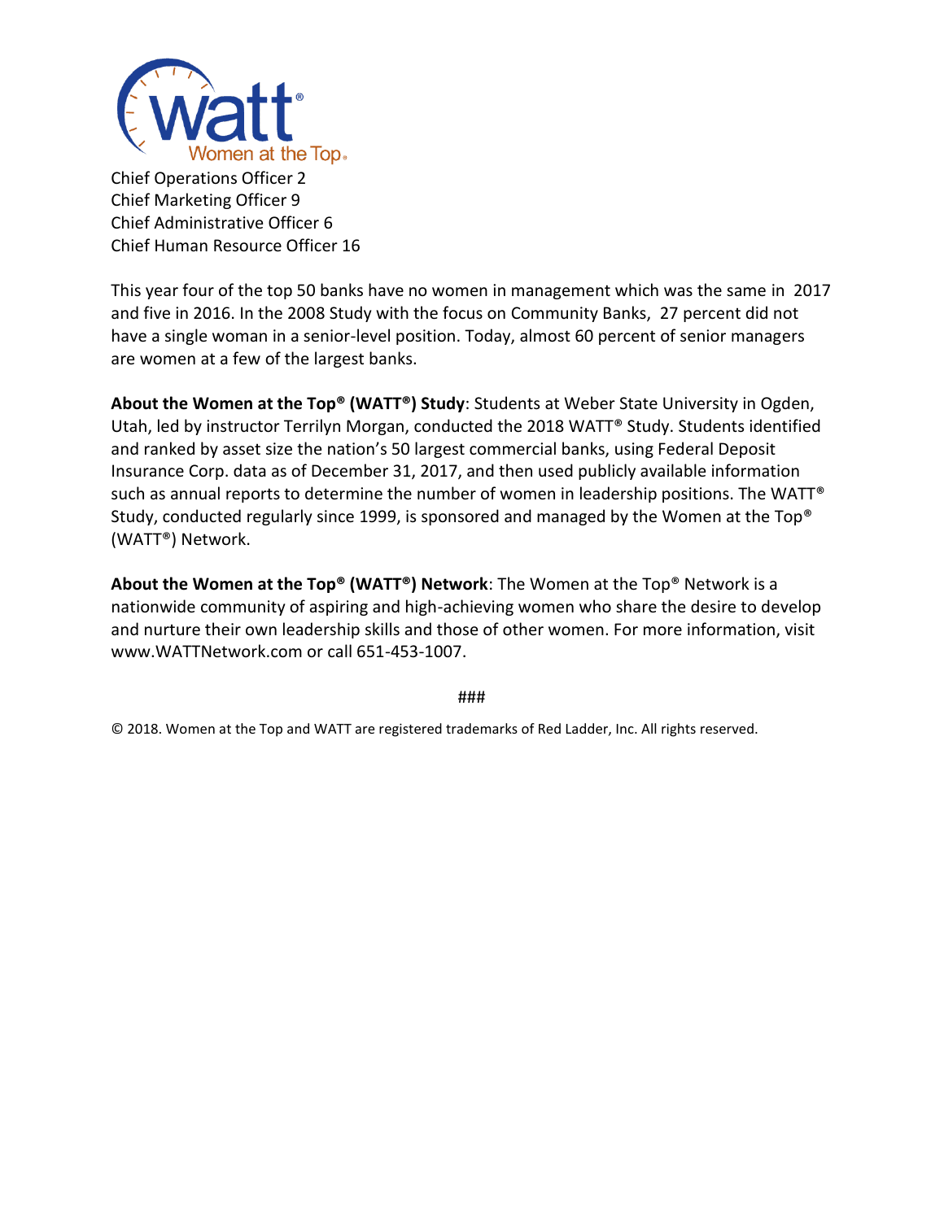Chief Operations Officer 2
Chief Marketing Officer 9
Chief Administrative Officer 6
Chief Human Resource Officer 16

This year four of the top 50 banks have no women in management which was the same in 2017 and five in 2016. In the 2008 Study with the focus on Community Banks, 27 percent did not have a single woman in a senior-level position. Today, almost 60 percent of senior managers are women at a few of the largest banks.

**About the Women at the Top® (WATT®) Study**: Students at Weber State University in Ogden, Utah, led by instructor Terrilyn Morgan, conducted the 2018 WATT® Study. Students identified and ranked by asset size the nation's 50 largest commercial banks, using Federal Deposit Insurance Corp. data as of December 31, 2017, and then used publicly available information such as annual reports to determine the number of women in leadership positions. The WATT® Study, conducted regularly since 1999, is sponsored and managed by the Women at the Top® (WATT®) Network.

**About the Women at the Top® (WATT®) Network**: The Women at the Top® Network is a nationwide community of aspiring and high-achieving women who share the desire to develop and nurture their own leadership skills and those of other women. For more information, visit www.WATTNetwork.com or call 651-453-1007.

###

© 2018. Women at the Top and WATT are registered trademarks of Red Ladder, Inc. All rights reserved.